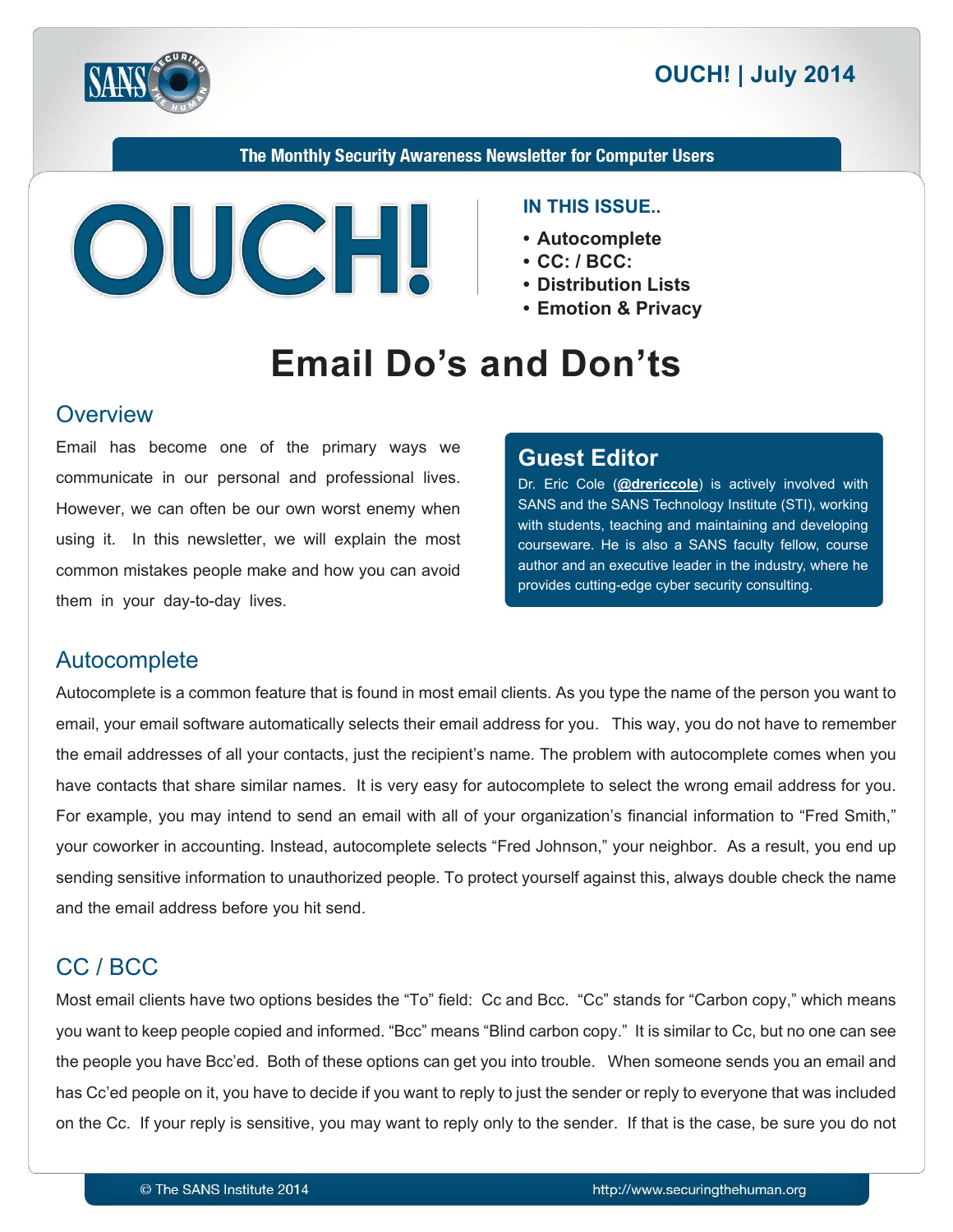# OUCH! | July 2014

**The Monthly Security Awareness Newsletter for Computer Users**

**OUCH!**

**IN THIS ISSUE..**

- **Autocomplete**
- **CC: / BCC:**
- **Distribution Lists**
- **Emotion & Privacy**

# Email Do's and Don'ts

## Overview

Email has become one of the primary ways we communicate in our personal and professional lives. However, we can often be our own worst enemy when using it. In this newsletter, we will explain the most common mistakes people make and how you can avoid them in your day-to-day lives.

### Guest Editor

Dr. Eric Cole (**@drericcole**) is actively involved with SANS and the SANS Technology Institute (STI), working with students, teaching and maintaining and developing courseware. He is also a SANS faculty fellow, course author and an executive leader in the industry, where he provides cutting-edge cyber security consulting.

## Autocomplete

Autocomplete is a common feature that is found in most email clients. As you type the name of the person you want to email, your email software automatically selects their email address for you. This way, you do not have to remember the email addresses of all your contacts, just the recipient's name. The problem with autocomplete comes when you have contacts that share similar names. It is very easy for autocomplete to select the wrong email address for you. For example, you may intend to send an email with all of your organization's financial information to "Fred Smith," your coworker in accounting. Instead, autocomplete selects "Fred Johnson," your neighbor. As a result, you end up sending sensitive information to unauthorized people. To protect yourself against this, always double check the name and the email address before you hit send.

## CC / BCC

Most email clients have two options besides the "To" field: Cc and Bcc. "Cc" stands for "Carbon copy," which means you want to keep people copied and informed. "Bcc" means "Blind carbon copy." It is similar to Cc, but no one can see the people you have Bcc'ed. Both of these options can get you into trouble. When someone sends you an email and has Cc'ed people on it, you have to decide if you want to reply to just the sender or reply to everyone that was included on the Cc. If your reply is sensitive, you may want to reply only to the sender. If that is the case, be sure you do not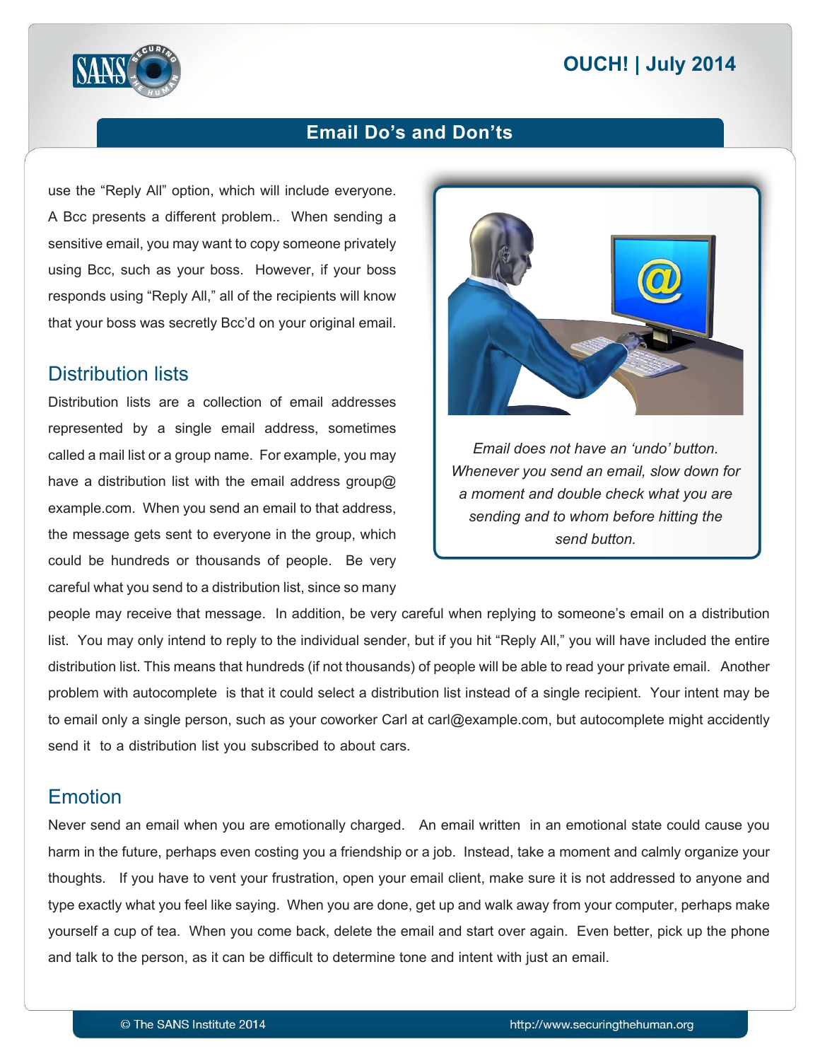use the "Reply All" option, which will include everyone. A Bcc presents a different problem.. When sending a sensitive email, you may want to copy someone privately using Bcc, such as your boss. However, if your boss responds using "Reply All," all of the recipients will know that your boss was secretly Bcc'd on your original email.

## Distribution lists

Distribution lists are a collection of email addresses represented by a single email address, sometimes called a mail list or a group name. For example, you may have a distribution list with the email address group@example.com. When you send an email to that address, the message gets sent to everyone in the group, which could be hundreds or thousands of people. Be very careful what you send to a distribution list, since so many people may receive that message. In addition, be very careful when replying to someone's email on a distribution list. You may only intend to reply to the individual sender, but if you hit "Reply All," you will have included the entire distribution list. This means that hundreds (if not thousands) of people will be able to read your private email. Another problem with autocomplete is that it could select a distribution list instead of a single recipient. Your intent may be to email only a single person, such as your coworker Carl at carl@example.com, but autocomplete might accidently send it to a distribution list you subscribed to about cars.

*Email does not have an 'undo' button. Whenever you send an email, slow down for a moment and double check what you are sending and to whom before hitting the send button.*

## Emotion

Never send an email when you are emotionally charged. An email written in an emotional state could cause you harm in the future, perhaps even costing you a friendship or a job. Instead, take a moment and calmly organize your thoughts. If you have to vent your frustration, open your email client, make sure it is not addressed to anyone and type exactly what you feel like saying. When you are done, get up and walk away from your computer, perhaps make yourself a cup of tea. When you come back, delete the email and start over again. Even better, pick up the phone and talk to the person, as it can be difficult to determine tone and intent with just an email.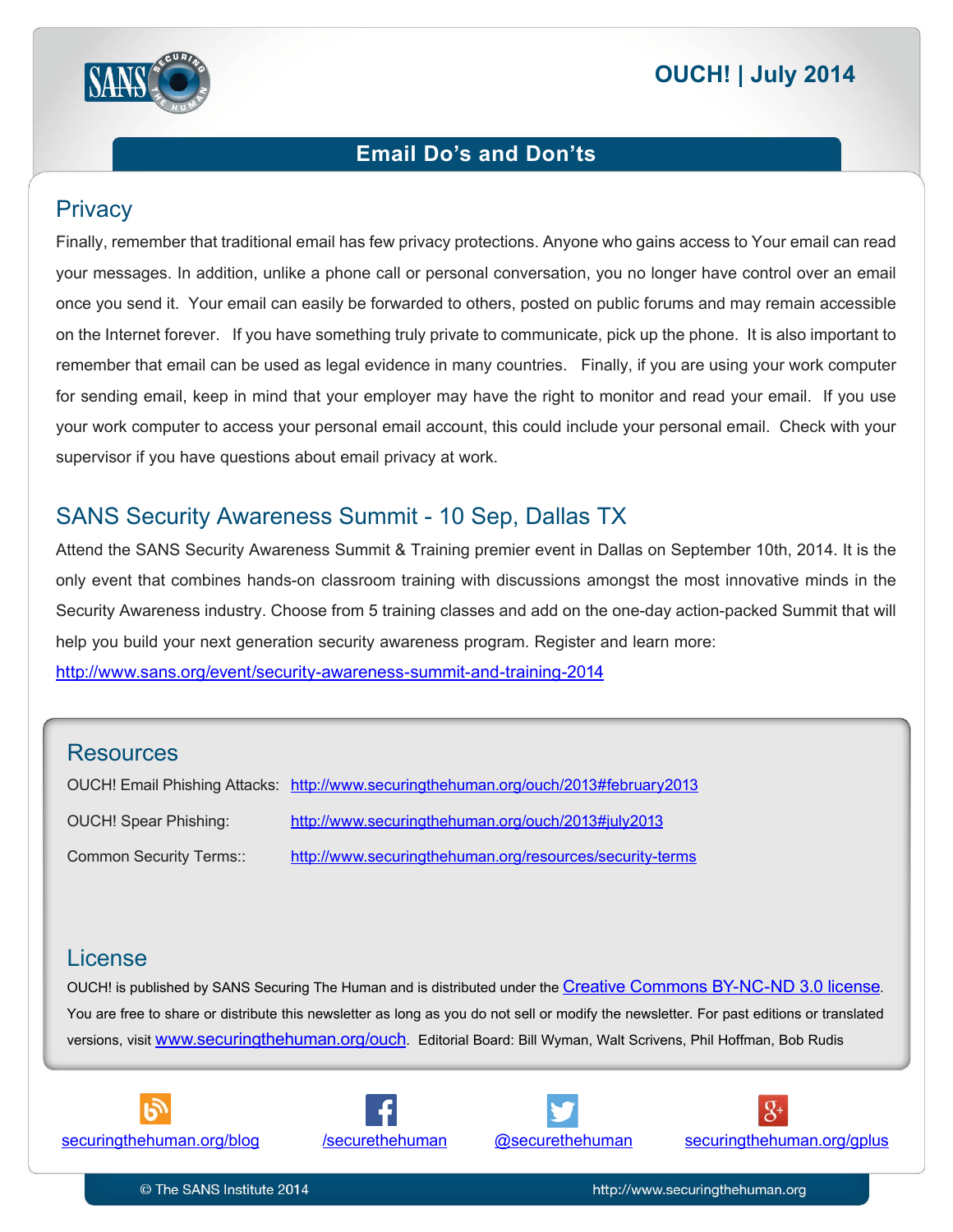## Email Do's and Don'ts

### Privacy

Finally, remember that traditional email has few privacy protections. Anyone who gains access to Your email can read your messages. In addition, unlike a phone call or personal conversation, you no longer have control over an email once you send it. Your email can easily be forwarded to others, posted on public forums and may remain accessible on the Internet forever. If you have something truly private to communicate, pick up the phone. It is also important to remember that email can be used as legal evidence in many countries. Finally, if you are using your work computer for sending email, keep in mind that your employer may have the right to monitor and read your email. If you use your work computer to access your personal email account, this could include your personal email. Check with your supervisor if you have questions about email privacy at work.

### SANS Security Awareness Summit - 10 Sep, Dallas TX

Attend the SANS Security Awareness Summit & Training premier event in Dallas on September 10th, 2014. It is the only event that combines hands-on classroom training with discussions amongst the most innovative minds in the Security Awareness industry. Choose from 5 training classes and add on the one-day action-packed Summit that will help you build your next generation security awareness program. Register and learn more:
http://www.sans.org/event/security-awareness-summit-and-training-2014

### Resources

| | |
|---|---|
| OUCH! Email Phishing Attacks: | http://www.securingthehuman.org/ouch/2013#february2013 |
| OUCH! Spear Phishing: | http://www.securingthehuman.org/ouch/2013#july2013 |
| Common Security Terms:: | http://www.securingthehuman.org/resources/security-terms |

### License

OUCH! is published by SANS Securing The Human and is distributed under the Creative Commons BY-NC-ND 3.0 license. You are free to share or distribute this newsletter as long as you do not sell or modify the newsletter. For past editions or translated versions, visit www.securingthehuman.org/ouch. Editorial Board: Bill Wyman, Walt Scrivens, Phil Hoffman, Bob Rudis

securingthehuman.org/blog /securethehuman @securethehuman securingthehuman.org/gplus

© The SANS Institute 2014 http://www.securingthehuman.org